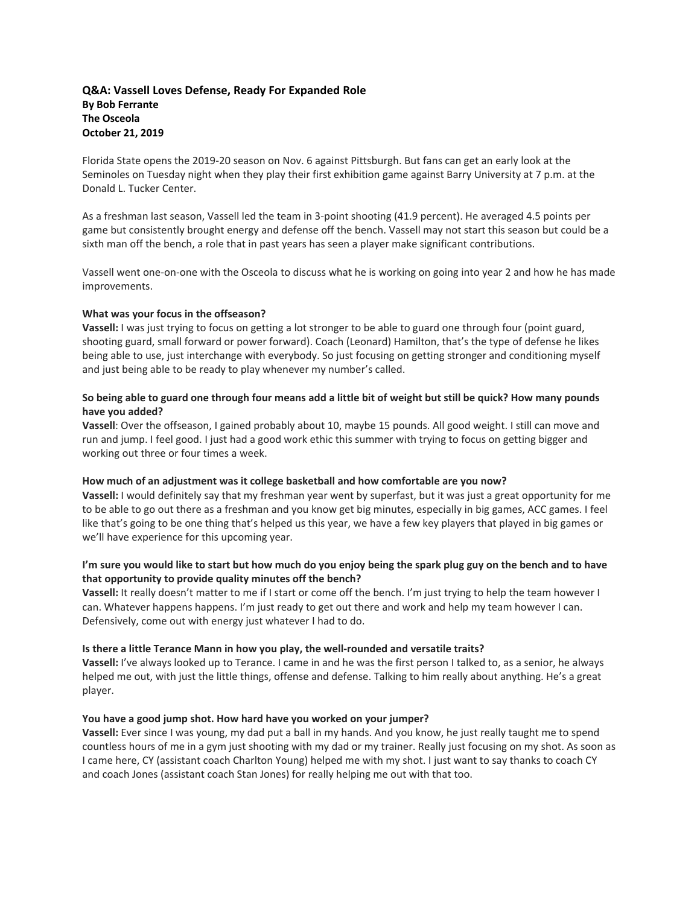**Q&A: Vassell Loves Defense, Ready For Expanded Role**
**By Bob Ferrante**
**The Osceola**
**October 21, 2019**

Florida State opens the 2019-20 season on Nov. 6 against Pittsburgh. But fans can get an early look at the Seminoles on Tuesday night when they play their first exhibition game against Barry University at 7 p.m. at the Donald L. Tucker Center.

As a freshman last season, Vassell led the team in 3-point shooting (41.9 percent). He averaged 4.5 points per game but consistently brought energy and defense off the bench. Vassell may not start this season but could be a sixth man off the bench, a role that in past years has seen a player make significant contributions.

Vassell went one-on-one with the Osceola to discuss what he is working on going into year 2 and how he has made improvements.

**What was your focus in the offseason?**
**Vassell:** I was just trying to focus on getting a lot stronger to be able to guard one through four (point guard, shooting guard, small forward or power forward). Coach (Leonard) Hamilton, that's the type of defense he likes being able to use, just interchange with everybody. So just focusing on getting stronger and conditioning myself and just being able to be ready to play whenever my number's called.

**So being able to guard one through four means add a little bit of weight but still be quick? How many pounds have you added?**
**Vassell**: Over the offseason, I gained probably about 10, maybe 15 pounds. All good weight. I still can move and run and jump. I feel good. I just had a good work ethic this summer with trying to focus on getting bigger and working out three or four times a week.

**How much of an adjustment was it college basketball and how comfortable are you now?**
**Vassell:** I would definitely say that my freshman year went by superfast, but it was just a great opportunity for me to be able to go out there as a freshman and you know get big minutes, especially in big games, ACC games. I feel like that's going to be one thing that's helped us this year, we have a few key players that played in big games or we'll have experience for this upcoming year.

**I'm sure you would like to start but how much do you enjoy being the spark plug guy on the bench and to have that opportunity to provide quality minutes off the bench?**
**Vassell:** It really doesn't matter to me if I start or come off the bench. I'm just trying to help the team however I can. Whatever happens happens. I'm just ready to get out there and work and help my team however I can. Defensively, come out with energy just whatever I had to do.

**Is there a little Terance Mann in how you play, the well-rounded and versatile traits?**
**Vassell:** I've always looked up to Terance. I came in and he was the first person I talked to, as a senior, he always helped me out, with just the little things, offense and defense. Talking to him really about anything. He's a great player.

**You have a good jump shot. How hard have you worked on your jumper?**
**Vassell:** Ever since I was young, my dad put a ball in my hands. And you know, he just really taught me to spend countless hours of me in a gym just shooting with my dad or my trainer. Really just focusing on my shot. As soon as I came here, CY (assistant coach Charlton Young) helped me with my shot. I just want to say thanks to coach CY and coach Jones (assistant coach Stan Jones) for really helping me out with that too.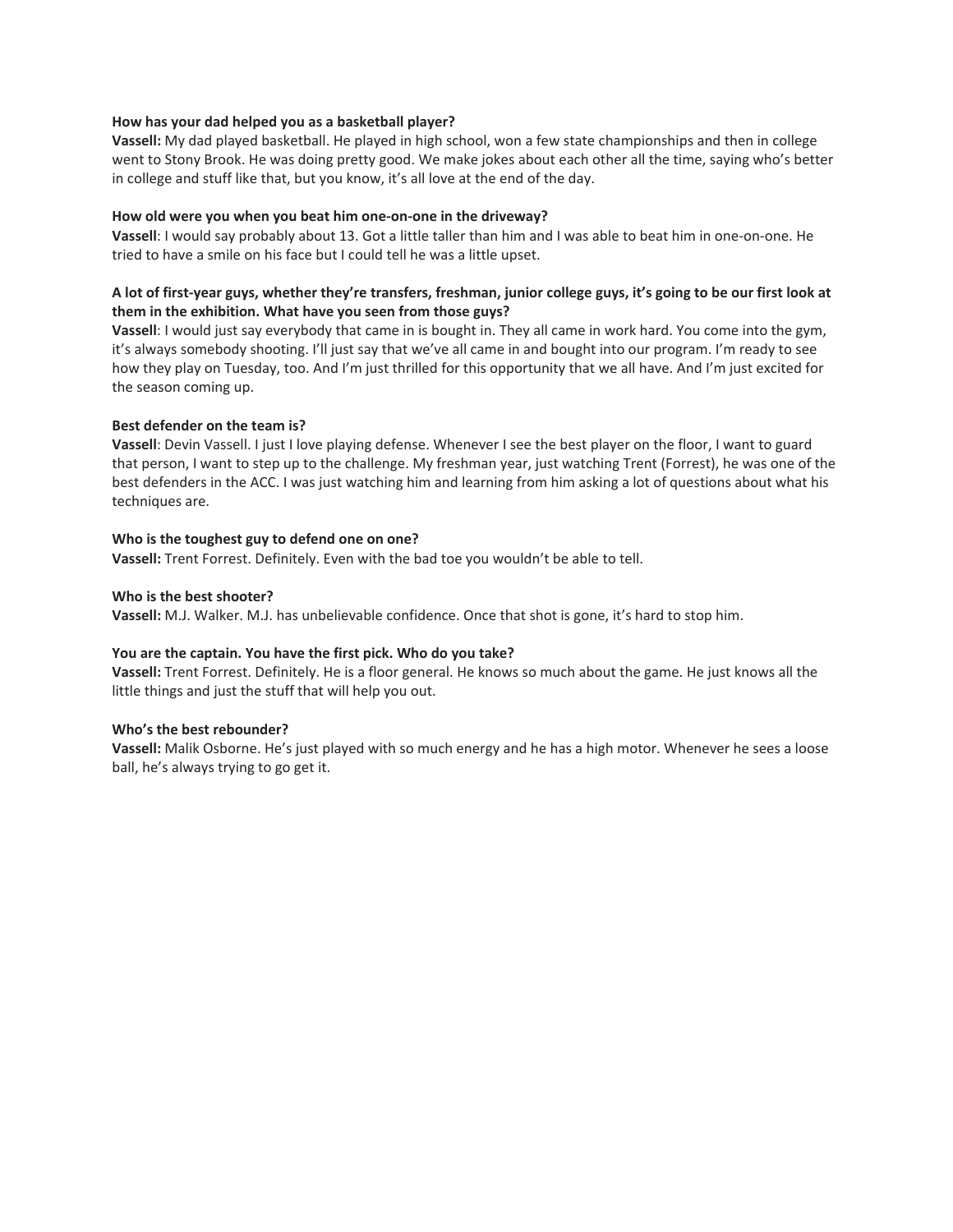**How has your dad helped you as a basketball player?**
**Vassell:** My dad played basketball. He played in high school, won a few state championships and then in college went to Stony Brook. He was doing pretty good. We make jokes about each other all the time, saying who's better in college and stuff like that, but you know, it's all love at the end of the day.

**How old were you when you beat him one-on-one in the driveway?**
**Vassell**: I would say probably about 13. Got a little taller than him and I was able to beat him in one-on-one. He tried to have a smile on his face but I could tell he was a little upset.

**A lot of first-year guys, whether they're transfers, freshman, junior college guys, it's going to be our first look at them in the exhibition. What have you seen from those guys?**
**Vassell**: I would just say everybody that came in is bought in. They all came in work hard. You come into the gym, it's always somebody shooting. I'll just say that we've all came in and bought into our program. I'm ready to see how they play on Tuesday, too. And I'm just thrilled for this opportunity that we all have. And I'm just excited for the season coming up.

**Best defender on the team is?**
**Vassell**: Devin Vassell. I just I love playing defense. Whenever I see the best player on the floor, I want to guard that person, I want to step up to the challenge. My freshman year, just watching Trent (Forrest), he was one of the best defenders in the ACC. I was just watching him and learning from him asking a lot of questions about what his techniques are.

**Who is the toughest guy to defend one on one?**
**Vassell:** Trent Forrest. Definitely. Even with the bad toe you wouldn't be able to tell.

**Who is the best shooter?**
**Vassell:** M.J. Walker. M.J. has unbelievable confidence. Once that shot is gone, it's hard to stop him.

**You are the captain. You have the first pick. Who do you take?**
**Vassell:** Trent Forrest. Definitely. He is a floor general. He knows so much about the game. He just knows all the little things and just the stuff that will help you out.

**Who's the best rebounder?**
**Vassell:** Malik Osborne. He's just played with so much energy and he has a high motor. Whenever he sees a loose ball, he's always trying to go get it.